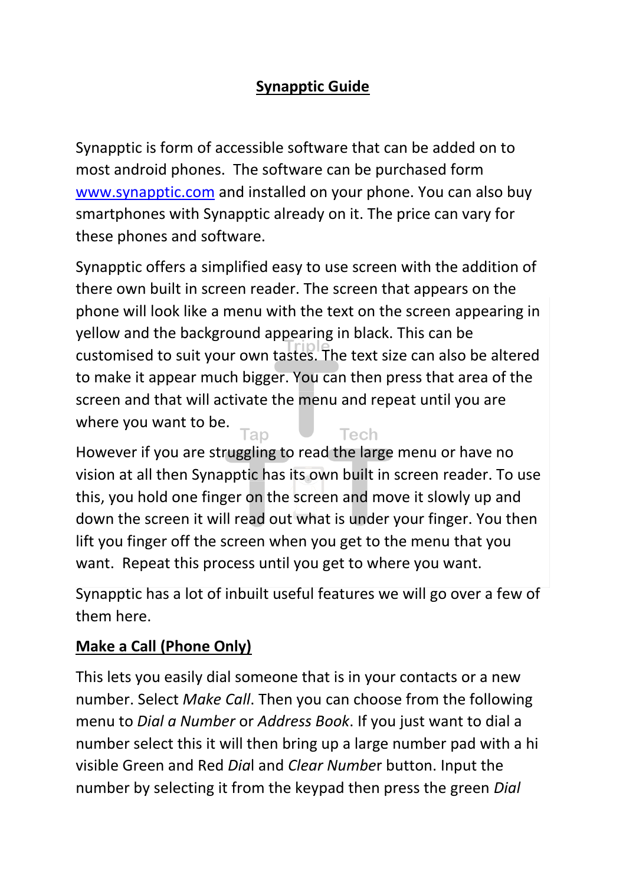# **Synapptic Guide**

Synapptic is form of accessible software that can be added on to most android phones. The software can be purchased form [www.synapptic.com](http://www.synapptic.com) and installed on your phone. You can also buy smartphones with Synapptic already on it. The price can vary for these phones and software.

Synapptic offers a simplified easy to use screen with the addition of there own built in screen reader. The screen that appears on the phone will look like a menu with the text on the screen appearing in yellow and the background appearing in black. This can be customised to suit your own tastes. The text size can also be altered to make it appear much bigger. You can then press that area of the screen and that will activate the menu and repeat until you are where you want to be.

However if you are struggling to read the large menu or have no vision at all then Synapptic has its own built in screen reader. To use this, you hold one finger on the screen and move it slowly up and down the screen it will read out what is under your finger. You then lift you finger off the screen when you get to the menu that you want. Repeat this process until you get to where you want.

Synapptic has a lot of inbuilt useful features we will go over a few of them here.

## **Make a Call (Phone Only)**

This lets you easily dial someone that is in your contacts or a new number. Select *Make Call*. Then you can choose from the following menu to *Dial a Number* or *Address Book*. If you just want to dial a number select this it will then bring up a large number pad with a hi visible Green and Red *Dia*l and *Clear Numbe*r button. Input the number by selecting it from the keypad then press the green *Dial*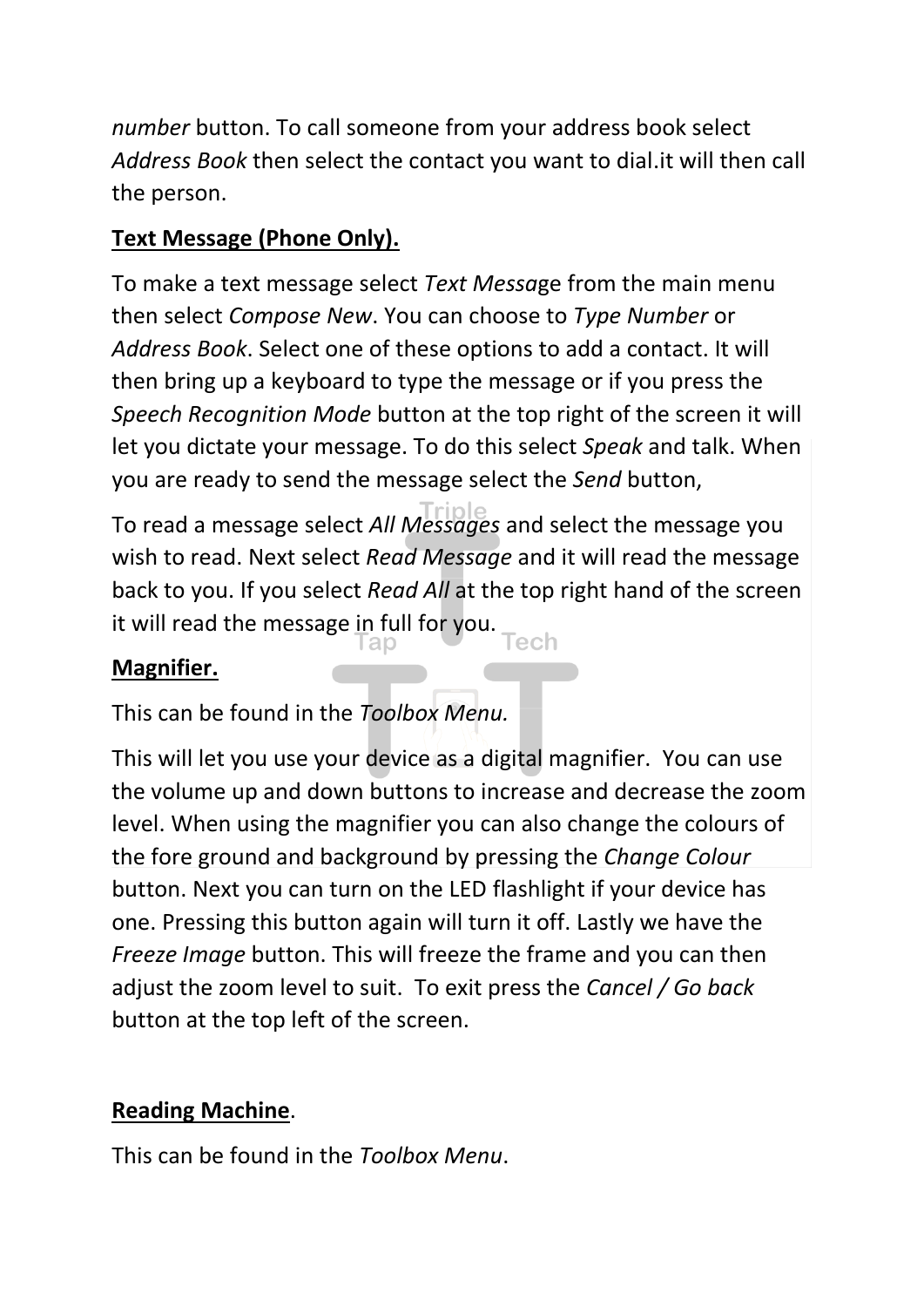*number* button. To call someone from your address book select *Address Book* then select the contact you want to dial.it will then call the person.

**Text Message (Phone Only).**

To make a text message select *Text Message* from the main menu then select *Compose New*. You can choose to *Type Number* or *Address Book*. Select one of these options to add a contact. It will then bring up a keyboard to type the message or if you press the *Speech Recognition Mode* button at the top right of the screen it will let you dictate your message. To do this select *Speak* and talk. When you are ready to send the message select the *Send* button,

To read a message select *All Messages* and select the message you wish to read. Next select *Read Message* and it will read the message back to you. If you select *Read All* at the top right hand of the screen it will read the message in full for you.

**Magnifier.**

This can be found in the *Toolbox Menu.*

This will let you use your device as a digital magnifier. You can use the volume up and down buttons to increase and decrease the zoom level. When using the magnifier you can also change the colours of the fore ground and background by pressing the *Change Colour* button. Next you can turn on the LED flashlight if your device has one. Pressing this button again will turn it off. Lastly we have the *Freeze Image* button. This will freeze the frame and you can then adjust the zoom level to suit. To exit press the *Cancel / Go back* button at the top left of the screen.

**Reading Machine**.

This can be found in the *Toolbox Menu*.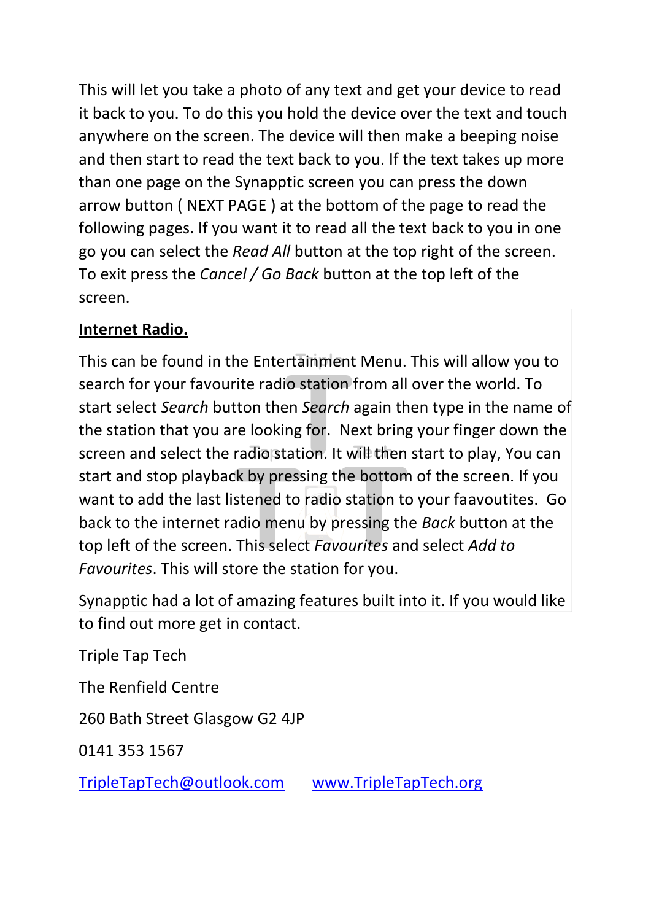This will let you take a photo of any text and get your device to read it back to you. To do this you hold the device over the text and touch anywhere on the screen. The device will then make a beeping noise and then start to read the text back to you. If the text takes up more than one page on the Synapptic screen you can press the down arrow button ( NEXT PAGE ) at the bottom of the page to read the following pages. If you want it to read all the text back to you in one go you can select the *Read All* button at the top right of the screen. To exit press the *Cancel / Go Back* button at the top left of the screen.

**Internet Radio.**

This can be found in the Entertainment Menu. This will allow you to search for your favourite radio station from all over the world. To start select *Search* button then *Search* again then type in the name of the station that you are looking for.  Next bring your finger down the screen and select the radio station. It will then start to play, You can start and stop playback by pressing the bottom of the screen. If you want to add the last listened to radio station to your faavoutites.  Go back to the internet radio menu by pressing the *Back* button at the top left of the screen. This select *Favourites* and select *Add to Favourites*. This will store the station for you.

Synapptic had a lot of amazing features built into it. If you would like to find out more get in contact.

Triple Tap Tech

The Renfield Centre

260 Bath Street Glasgow G2 4JP

0141 353 1567

TripleTapTech@outlook.com      www.TripleTapTech.org